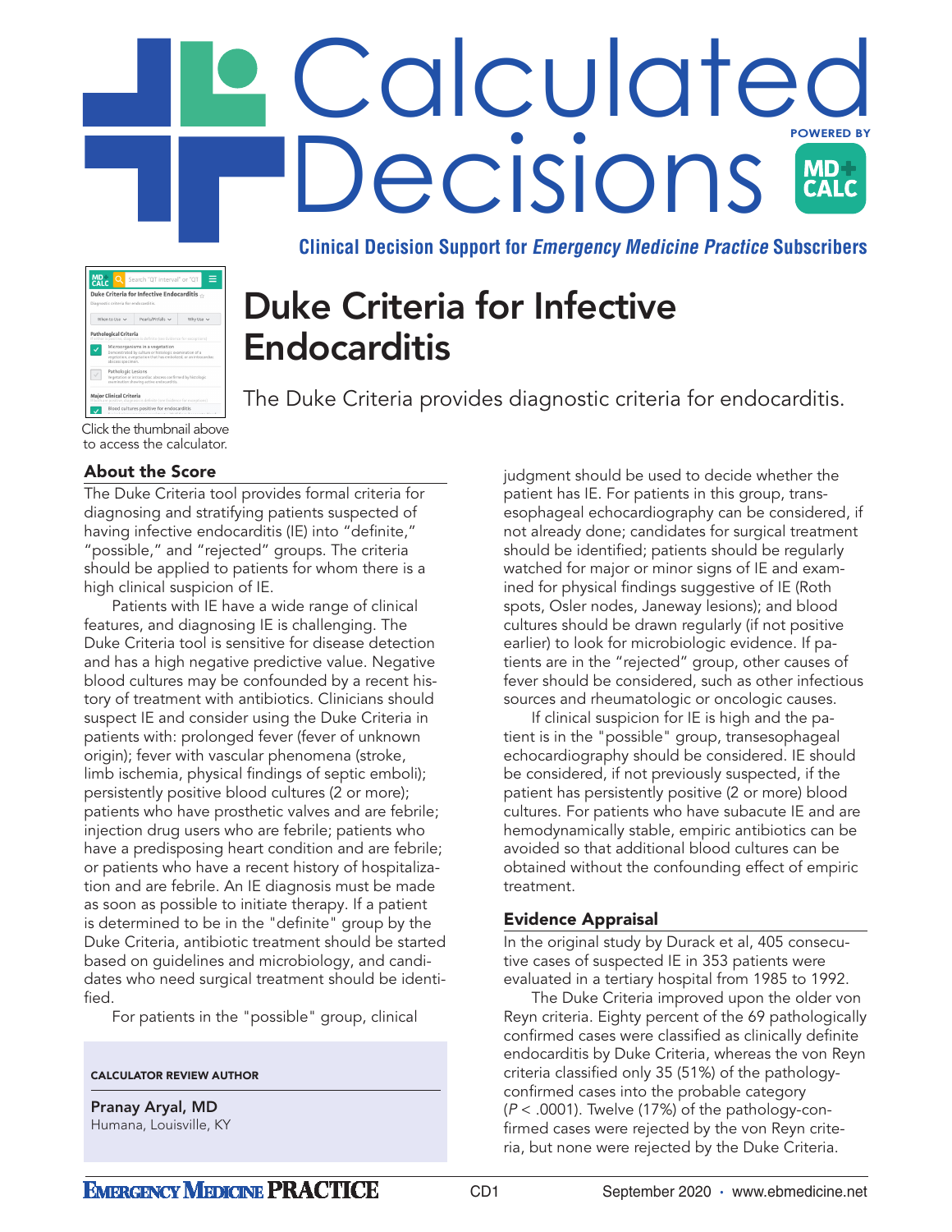# Calculated Decisions

POWERED BY MD+CALC

**Clinical Decision Support for *Emergency Medicine Practice* Subscribers**

Click the thumbnail above to access the calculator.

# Duke Criteria for Infective Endocarditis

The Duke Criteria provides diagnostic criteria for endocarditis.

## About the Score

The Duke Criteria tool provides formal criteria for diagnosing and stratifying patients suspected of having infective endocarditis (IE) into "definite," "possible," and "rejected" groups. The criteria should be applied to patients for whom there is a high clinical suspicion of IE.

Patients with IE have a wide range of clinical features, and diagnosing IE is challenging. The Duke Criteria tool is sensitive for disease detection and has a high negative predictive value. Negative blood cultures may be confounded by a recent history of treatment with antibiotics. Clinicians should suspect IE and consider using the Duke Criteria in patients with: prolonged fever (fever of unknown origin); fever with vascular phenomena (stroke, limb ischemia, physical findings of septic emboli); persistently positive blood cultures (2 or more); patients who have prosthetic valves and are febrile; injection drug users who are febrile; patients who have a predisposing heart condition and are febrile; or patients who have a recent history of hospitalization and are febrile. An IE diagnosis must be made as soon as possible to initiate therapy. If a patient is determined to be in the "definite" group by the Duke Criteria, antibiotic treatment should be started based on guidelines and microbiology, and candidates who need surgical treatment should be identified.

For patients in the "possible" group, clinical judgment should be used to decide whether the patient has IE. For patients in this group, transesophageal echocardiography can be considered, if not already done; candidates for surgical treatment should be identified; patients should be regularly watched for major or minor signs of IE and examined for physical findings suggestive of IE (Roth spots, Osler nodes, Janeway lesions); and blood cultures should be drawn regularly (if not positive earlier) to look for microbiologic evidence. If patients are in the "rejected" group, other causes of fever should be considered, such as other infectious sources and rheumatologic or oncologic causes.

If clinical suspicion for IE is high and the patient is in the "possible" group, transesophageal echocardiography should be considered. IE should be considered, if not previously suspected, if the patient has persistently positive (2 or more) blood cultures. For patients who have subacute IE and are hemodynamically stable, empiric antibiotics can be avoided so that additional blood cultures can be obtained without the confounding effect of empiric treatment.

**CALCULATOR REVIEW AUTHOR**

**Pranay Aryal, MD**
Humana, Louisville, KY

## Evidence Appraisal

In the original study by Durack et al, 405 consecutive cases of suspected IE in 353 patients were evaluated in a tertiary hospital from 1985 to 1992.

The Duke Criteria improved upon the older von Reyn criteria. Eighty percent of the 69 pathologically confirmed cases were classified as clinically definite endocarditis by Duke Criteria, whereas the von Reyn criteria classified only 35 (51%) of the pathology-confirmed cases into the probable category ($P < .0001$). Twelve (17%) of the pathology-confirmed cases were rejected by the von Reyn criteria, but none were rejected by the Duke Criteria.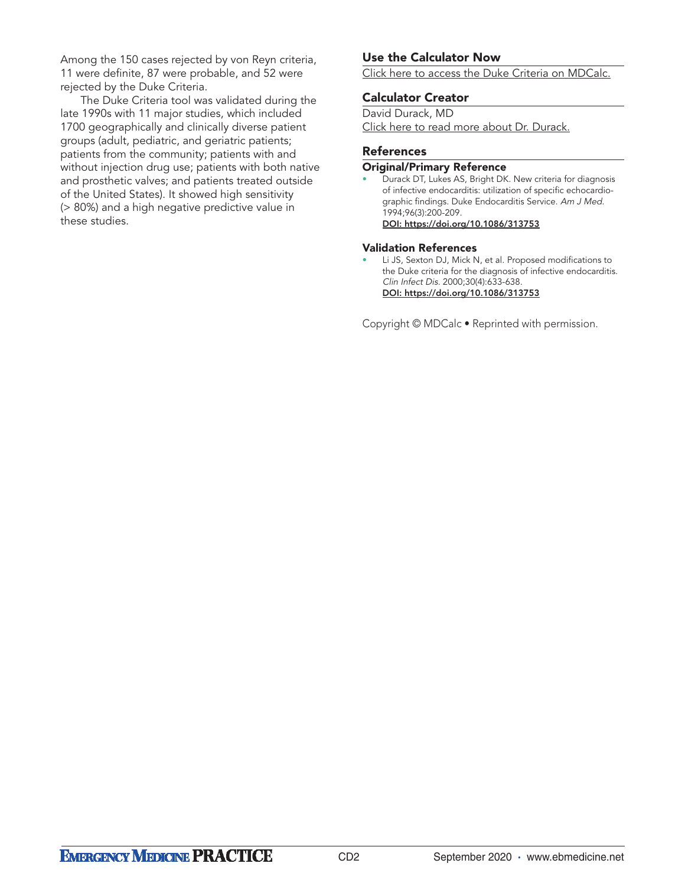Among the 150 cases rejected by von Reyn criteria, 11 were definite, 87 were probable, and 52 were rejected by the Duke Criteria.

The Duke Criteria tool was validated during the late 1990s with 11 major studies, which included 1700 geographically and clinically diverse patient groups (adult, pediatric, and geriatric patients; patients from the community; patients with and without injection drug use; patients with both native and prosthetic valves; and patients treated outside of the United States). It showed high sensitivity (> 80%) and a high negative predictive value in these studies.

## Use the Calculator Now

Click here to access the Duke Criteria on MDCalc.

## Calculator Creator

David Durack, MD

Click here to read more about Dr. Durack.

## References

### Original/Primary Reference

- Durack DT, Lukes AS, Bright DK. New criteria for diagnosis of infective endocarditis: utilization of specific echocardiographic findings. Duke Endocarditis Service. *Am J Med.* 1994;96(3):200-209.
  **DOI: https://doi.org/10.1086/313753**

### Validation References

- Li JS, Sexton DJ, Mick N, et al. Proposed modifications to the Duke criteria for the diagnosis of infective endocarditis. *Clin Infect Dis.* 2000;30(4):633-638.
  **DOI: https://doi.org/10.1086/313753**

Copyright © MDCalc • Reprinted with permission.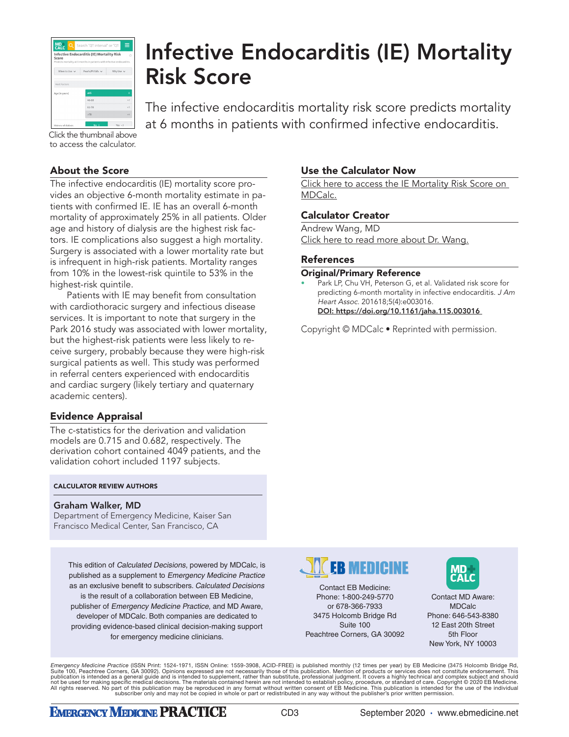Click the thumbnail above to access the calculator.

# Infective Endocarditis (IE) Mortality Risk Score

The infective endocarditis mortality risk score predicts mortality at 6 months in patients with confirmed infective endocarditis.

## About the Score

The infective endocarditis (IE) mortality score provides an objective 6-month mortality estimate in patients with confirmed IE. IE has an overall 6-month mortality of approximately 25% in all patients. Older age and history of dialysis are the highest risk factors. IE complications also suggest a high mortality. Surgery is associated with a lower mortality rate but is infrequent in high-risk patients. Mortality ranges from 10% in the lowest-risk quintile to 53% in the highest-risk quintile.

Patients with IE may benefit from consultation with cardiothoracic surgery and infectious disease services. It is important to note that surgery in the Park 2016 study was associated with lower mortality, but the highest-risk patients were less likely to receive surgery, probably because they were high-risk surgical patients as well. This study was performed in referral centers experienced with endocarditis and cardiac surgery (likely tertiary and quaternary academic centers).

## Evidence Appraisal

The c-statistics for the derivation and validation models are 0.715 and 0.682, respectively. The derivation cohort contained 4049 patients, and the validation cohort included 1197 subjects.

### CALCULATOR REVIEW AUTHORS

**Graham Walker, MD**
Department of Emergency Medicine, Kaiser San Francisco Medical Center, San Francisco, CA

## Use the Calculator Now

Click here to access the IE Mortality Risk Score on MDCalc.

## Calculator Creator

Andrew Wang, MD
Click here to read more about Dr. Wang.

## References

### Original/Primary Reference

- Park LP, Chu VH, Peterson G, et al. Validated risk score for predicting 6-month mortality in infective endocarditis. *J Am Heart Assoc.* 201618;5(4):e003016. **DOI: https://doi.org/10.1161/jaha.115.003016**

Copyright © MDCalc • Reprinted with permission.

This edition of *Calculated Decisions*, powered by MDCalc, is published as a supplement to *Emergency Medicine Practice* as an exclusive benefit to subscribers. *Calculated Decisions* is the result of a collaboration between EB Medicine, publisher of *Emergency Medicine Practice*, and MD Aware, developer of MDCalc. Both companies are dedicated to providing evidence-based clinical decision-making support for emergency medicine clinicians.

Contact EB Medicine:
Phone: 1-800-249-5770
or 678-366-7933
3475 Holcomb Bridge Rd
Suite 100
Peachtree Corners, GA 30092

Contact MD Aware:
MDCalc
Phone: 646-543-8380
12 East 20th Street
5th Floor
New York, NY 10003

*Emergency Medicine Practice* (ISSN Print: 1524-1971, ISSN Online: 1559-3908, ACID-FREE) is published monthly (12 times per year) by EB Medicine (3475 Holcomb Bridge Rd, Suite 100, Peachtree Corners, GA 30092). Opinions expressed are not necessarily those of this publication. Mention of products or services does not constitute endorsement. This publication is intended as a general guide and is intended to supplement, rather than substitute, professional judgment. It covers a highly technical and complex subject and should not be used for making specific medical decisions. The materials contained herein are not intended to establish policy, procedure, or standard of care. Copyright © 2020 EB Medicine. All rights reserved. No part of this publication may be reproduced in any format without written consent of EB Medicine. This publication is intended for the use of the individual subscriber only and may not be copied in whole or part or redistributed in any way without the publisher's prior written permission.